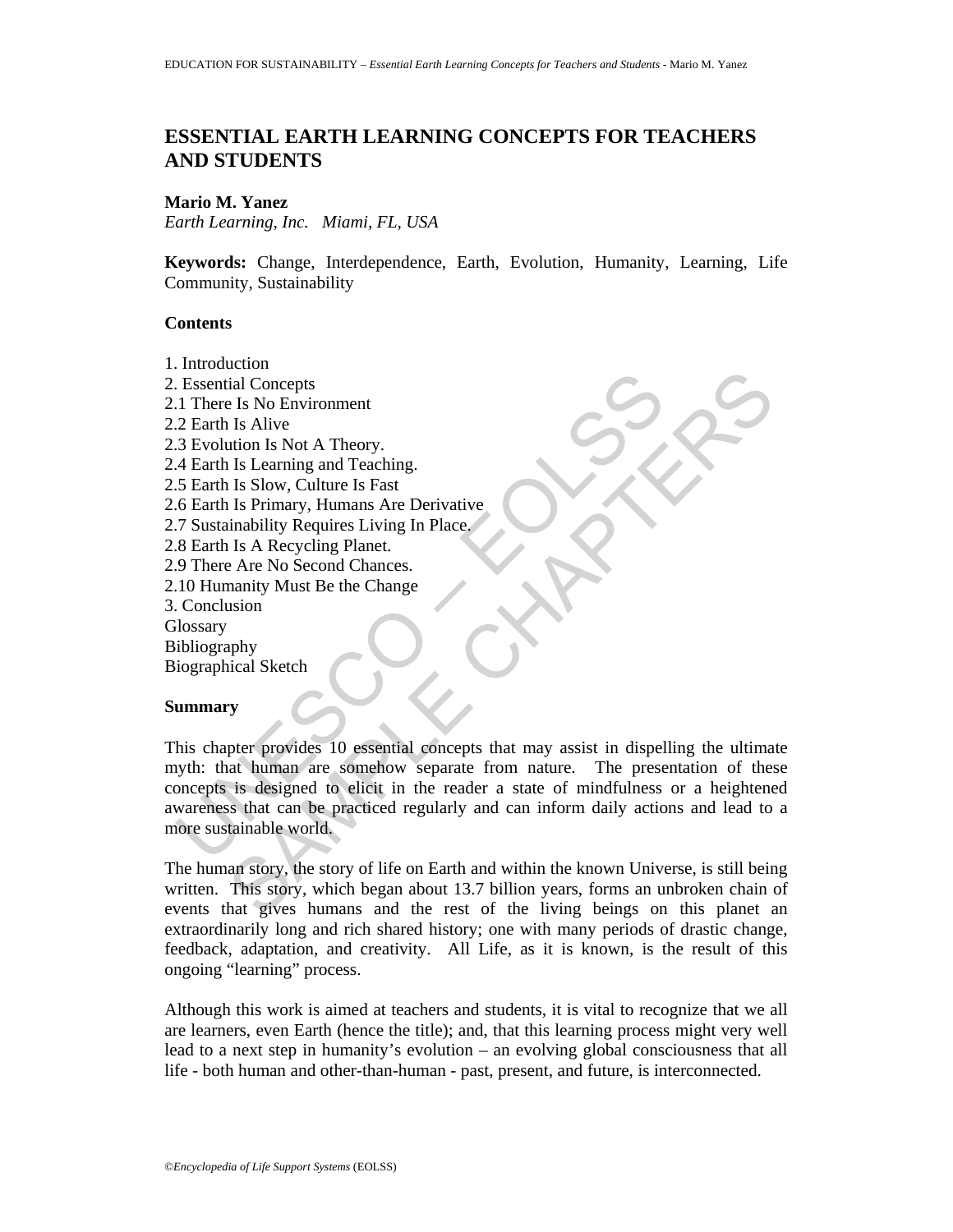# ESSENTIAL EARTH LEARNING CONCEPTS FOR TEACHERS AND STUDENTS

**Mario M. Yanez**
*Earth Learning, Inc. Miami, FL, USA*

**Keywords:** Change, Interdependence, Earth, Evolution, Humanity, Learning, Life Community, Sustainability

## Contents

1. Introduction
2. Essential Concepts
2.1 There Is No Environment
2.2 Earth Is Alive
2.3 Evolution Is Not A Theory.
2.4 Earth Is Learning and Teaching.
2.5 Earth Is Slow, Culture Is Fast
2.6 Earth Is Primary, Humans Are Derivative
2.7 Sustainability Requires Living In Place.
2.8 Earth Is A Recycling Planet.
2.9 There Are No Second Chances.
2.10 Humanity Must Be the Change
3. Conclusion
Glossary
Bibliography
Biographical Sketch

## Summary

This chapter provides 10 essential concepts that may assist in dispelling the ultimate myth: that human are somehow separate from nature. The presentation of these concepts is designed to elicit in the reader a state of mindfulness or a heightened awareness that can be practiced regularly and can inform daily actions and lead to a more sustainable world.

The human story, the story of life on Earth and within the known Universe, is still being written. This story, which began about 13.7 billion years, forms an unbroken chain of events that gives humans and the rest of the living beings on this planet an extraordinarily long and rich shared history; one with many periods of drastic change, feedback, adaptation, and creativity. All Life, as it is known, is the result of this ongoing "learning" process.

Although this work is aimed at teachers and students, it is vital to recognize that we all are learners, even Earth (hence the title); and, that this learning process might very well lead to a next step in humanity's evolution – an evolving global consciousness that all life - both human and other-than-human - past, present, and future, is interconnected.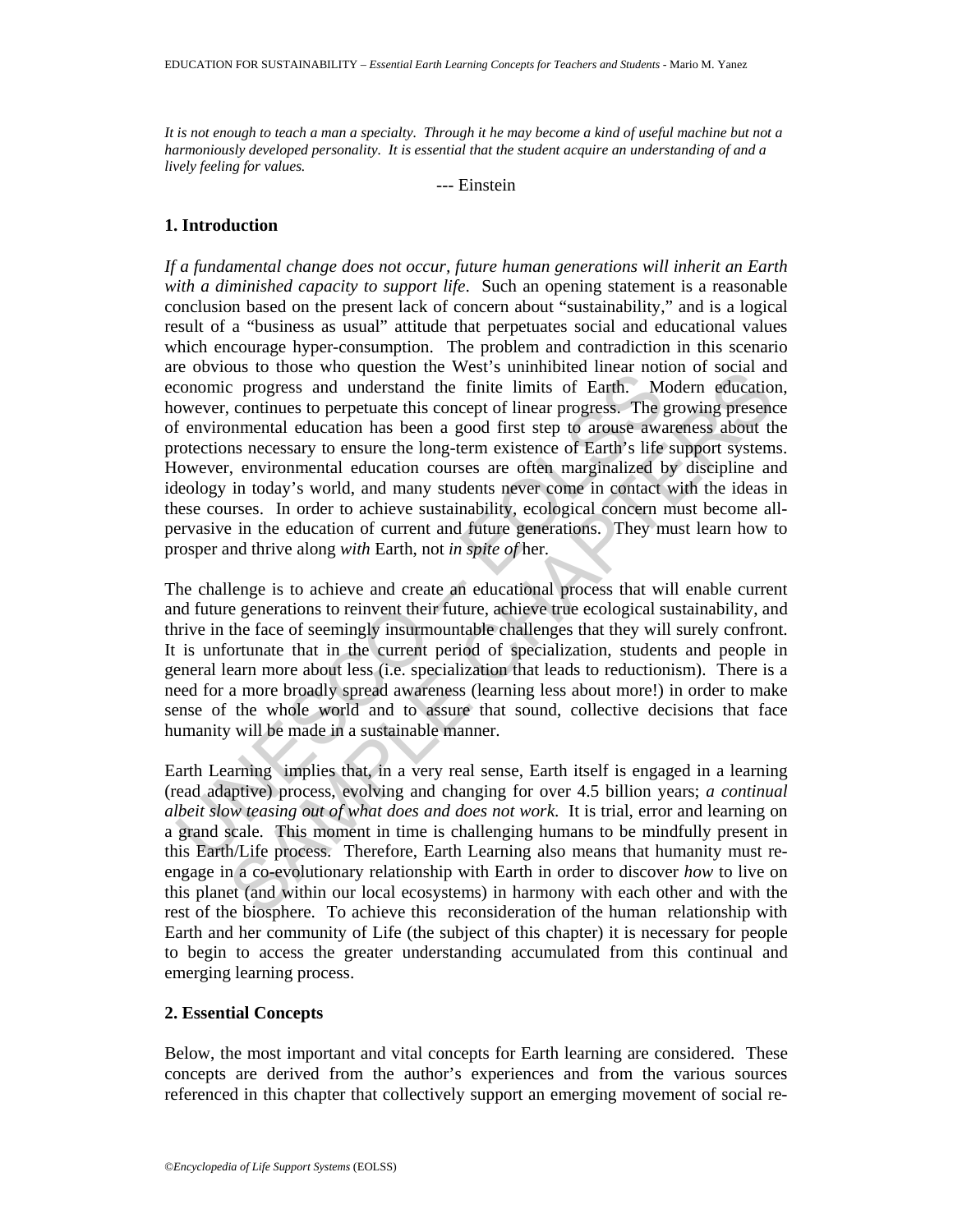*It is not enough to teach a man a specialty. Through it he may become a kind of useful machine but not a harmoniously developed personality. It is essential that the student acquire an understanding of and a lively feeling for values.*

--- Einstein

## 1. Introduction

*If a fundamental change does not occur, future human generations will inherit an Earth with a diminished capacity to support life*. Such an opening statement is a reasonable conclusion based on the present lack of concern about "sustainability," and is a logical result of a "business as usual" attitude that perpetuates social and educational values which encourage hyper-consumption. The problem and contradiction in this scenario are obvious to those who question the West's uninhibited linear notion of social and economic progress and understand the finite limits of Earth. Modern education, however, continues to perpetuate this concept of linear progress. The growing presence of environmental education has been a good first step to arouse awareness about the protections necessary to ensure the long-term existence of Earth's life support systems. However, environmental education courses are often marginalized by discipline and ideology in today's world, and many students never come in contact with the ideas in these courses. In order to achieve sustainability, ecological concern must become all-pervasive in the education of current and future generations. They must learn how to prosper and thrive along *with* Earth, not *in spite of* her.

The challenge is to achieve and create an educational process that will enable current and future generations to reinvent their future, achieve true ecological sustainability, and thrive in the face of seemingly insurmountable challenges that they will surely confront. It is unfortunate that in the current period of specialization, students and people in general learn more about less (i.e. specialization that leads to reductionism). There is a need for a more broadly spread awareness (learning less about more!) in order to make sense of the whole world and to assure that sound, collective decisions that face humanity will be made in a sustainable manner.

Earth Learning implies that, in a very real sense, Earth itself is engaged in a learning (read adaptive) process, evolving and changing for over 4.5 billion years; *a continual albeit slow teasing out of what does and does not work*. It is trial, error and learning on a grand scale. This moment in time is challenging humans to be mindfully present in this Earth/Life process. Therefore, Earth Learning also means that humanity must re-engage in a co-evolutionary relationship with Earth in order to discover *how* to live on this planet (and within our local ecosystems) in harmony with each other and with the rest of the biosphere. To achieve this reconsideration of the human relationship with Earth and her community of Life (the subject of this chapter) it is necessary for people to begin to access the greater understanding accumulated from this continual and emerging learning process.

## 2. Essential Concepts

Below, the most important and vital concepts for Earth learning are considered. These concepts are derived from the author's experiences and from the various sources referenced in this chapter that collectively support an emerging movement of social re-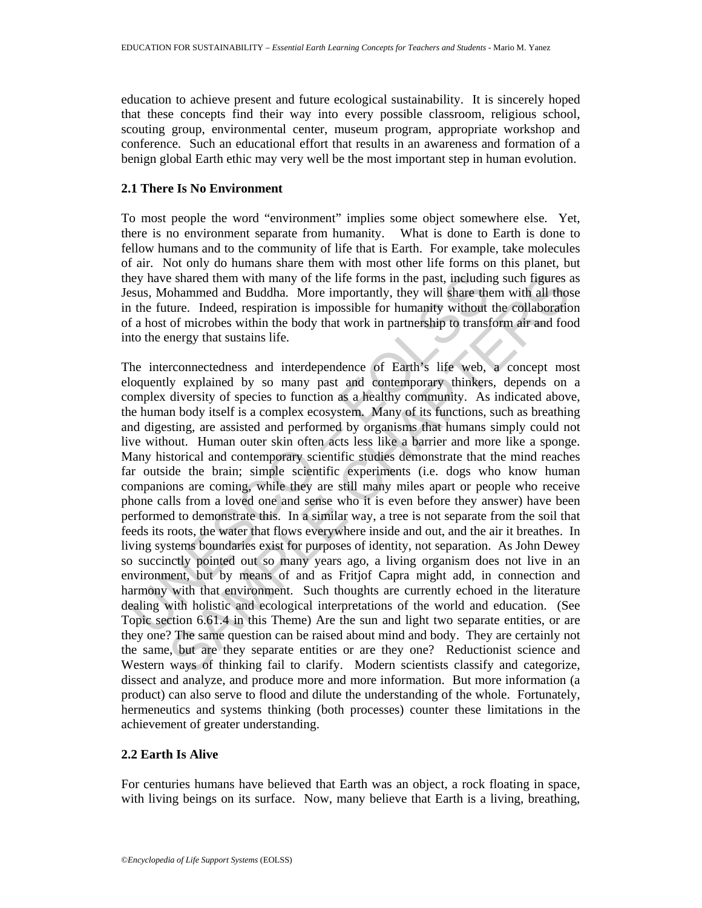education to achieve present and future ecological sustainability. It is sincerely hoped that these concepts find their way into every possible classroom, religious school, scouting group, environmental center, museum program, appropriate workshop and conference. Such an educational effort that results in an awareness and formation of a benign global Earth ethic may very well be the most important step in human evolution.

### 2.1 There Is No Environment

To most people the word "environment" implies some object somewhere else. Yet, there is no environment separate from humanity. What is done to Earth is done to fellow humans and to the community of life that is Earth. For example, take molecules of air. Not only do humans share them with most other life forms on this planet, but they have shared them with many of the life forms in the past, including such figures as Jesus, Mohammed and Buddha. More importantly, they will share them with all those in the future. Indeed, respiration is impossible for humanity without the collaboration of a host of microbes within the body that work in partnership to transform air and food into the energy that sustains life.

The interconnectedness and interdependence of Earth's life web, a concept most eloquently explained by so many past and contemporary thinkers, depends on a complex diversity of species to function as a healthy community. As indicated above, the human body itself is a complex ecosystem. Many of its functions, such as breathing and digesting, are assisted and performed by organisms that humans simply could not live without. Human outer skin often acts less like a barrier and more like a sponge. Many historical and contemporary scientific studies demonstrate that the mind reaches far outside the brain; simple scientific experiments (i.e. dogs who know human companions are coming, while they are still many miles apart or people who receive phone calls from a loved one and sense who it is even before they answer) have been performed to demonstrate this. In a similar way, a tree is not separate from the soil that feeds its roots, the water that flows everywhere inside and out, and the air it breathes. In living systems boundaries exist for purposes of identity, not separation. As John Dewey so succinctly pointed out so many years ago, a living organism does not live in an environment, but by means of and as Fritjof Capra might add, in connection and harmony with that environment. Such thoughts are currently echoed in the literature dealing with holistic and ecological interpretations of the world and education. (See Topic section 6.61.4 in this Theme) Are the sun and light two separate entities, or are they one? The same question can be raised about mind and body. They are certainly not the same, but are they separate entities or are they one? Reductionist science and Western ways of thinking fail to clarify. Modern scientists classify and categorize, dissect and analyze, and produce more and more information. But more information (a product) can also serve to flood and dilute the understanding of the whole. Fortunately, hermeneutics and systems thinking (both processes) counter these limitations in the achievement of greater understanding.

### 2.2 Earth Is Alive

For centuries humans have believed that Earth was an object, a rock floating in space, with living beings on its surface. Now, many believe that Earth is a living, breathing,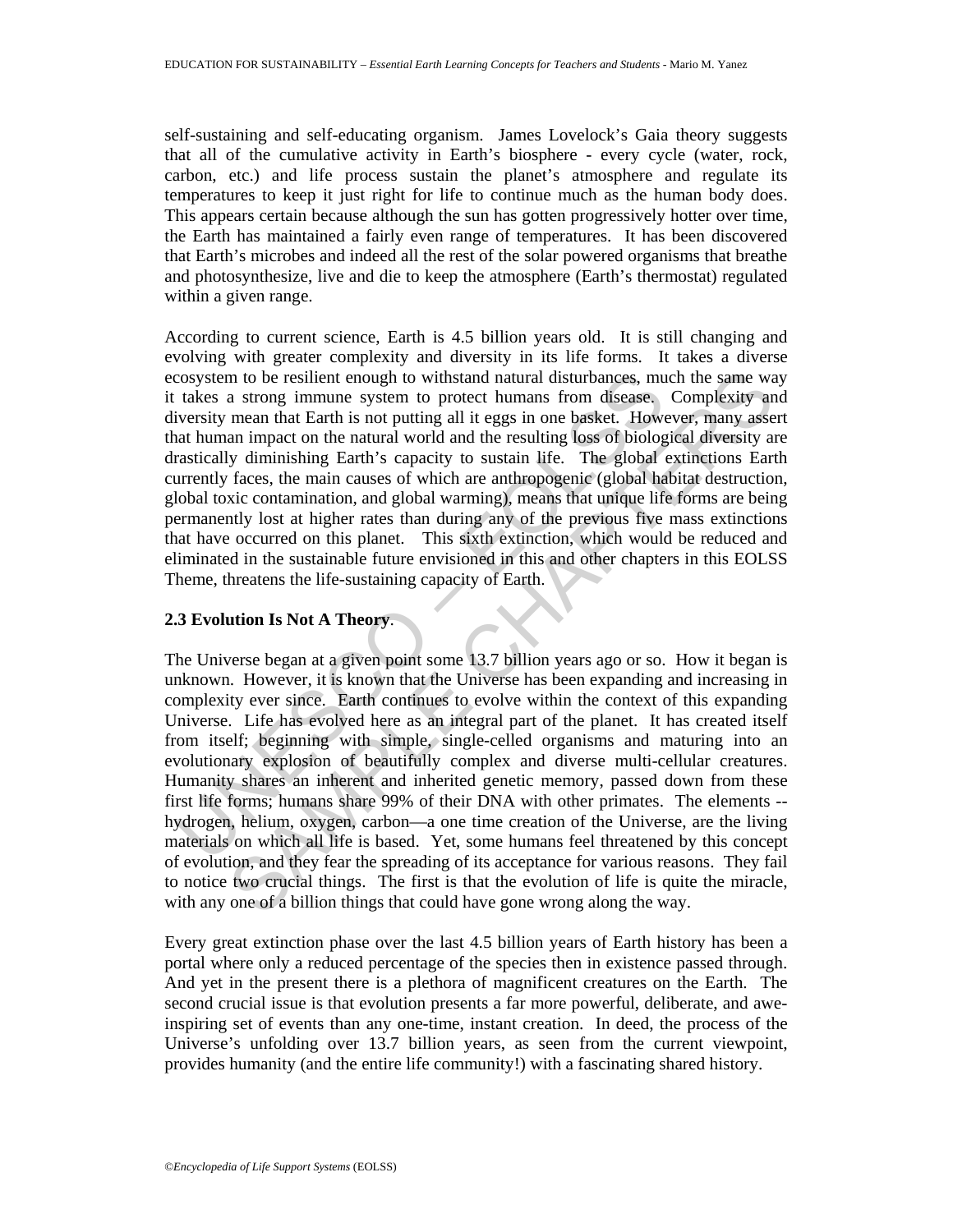self-sustaining and self-educating organism. James Lovelock's Gaia theory suggests that all of the cumulative activity in Earth's biosphere - every cycle (water, rock, carbon, etc.) and life process sustain the planet's atmosphere and regulate its temperatures to keep it just right for life to continue much as the human body does. This appears certain because although the sun has gotten progressively hotter over time, the Earth has maintained a fairly even range of temperatures. It has been discovered that Earth's microbes and indeed all the rest of the solar powered organisms that breathe and photosynthesize, live and die to keep the atmosphere (Earth's thermostat) regulated within a given range.

According to current science, Earth is 4.5 billion years old. It is still changing and evolving with greater complexity and diversity in its life forms. It takes a diverse ecosystem to be resilient enough to withstand natural disturbances, much the same way it takes a strong immune system to protect humans from disease. Complexity and diversity mean that Earth is not putting all it eggs in one basket. However, many assert that human impact on the natural world and the resulting loss of biological diversity are drastically diminishing Earth's capacity to sustain life. The global extinctions Earth currently faces, the main causes of which are anthropogenic (global habitat destruction, global toxic contamination, and global warming), means that unique life forms are being permanently lost at higher rates than during any of the previous five mass extinctions that have occurred on this planet. This sixth extinction, which would be reduced and eliminated in the sustainable future envisioned in this and other chapters in this EOLSS Theme, threatens the life-sustaining capacity of Earth.

### 2.3 Evolution Is Not A Theory.

The Universe began at a given point some 13.7 billion years ago or so. How it began is unknown. However, it is known that the Universe has been expanding and increasing in complexity ever since. Earth continues to evolve within the context of this expanding Universe. Life has evolved here as an integral part of the planet. It has created itself from itself; beginning with simple, single-celled organisms and maturing into an evolutionary explosion of beautifully complex and diverse multi-cellular creatures. Humanity shares an inherent and inherited genetic memory, passed down from these first life forms; humans share 99% of their DNA with other primates. The elements -- hydrogen, helium, oxygen, carbon—a one time creation of the Universe, are the living materials on which all life is based. Yet, some humans feel threatened by this concept of evolution, and they fear the spreading of its acceptance for various reasons. They fail to notice two crucial things. The first is that the evolution of life is quite the miracle, with any one of a billion things that could have gone wrong along the way.

Every great extinction phase over the last 4.5 billion years of Earth history has been a portal where only a reduced percentage of the species then in existence passed through. And yet in the present there is a plethora of magnificent creatures on the Earth. The second crucial issue is that evolution presents a far more powerful, deliberate, and awe-inspiring set of events than any one-time, instant creation. In deed, the process of the Universe's unfolding over 13.7 billion years, as seen from the current viewpoint, provides humanity (and the entire life community!) with a fascinating shared history.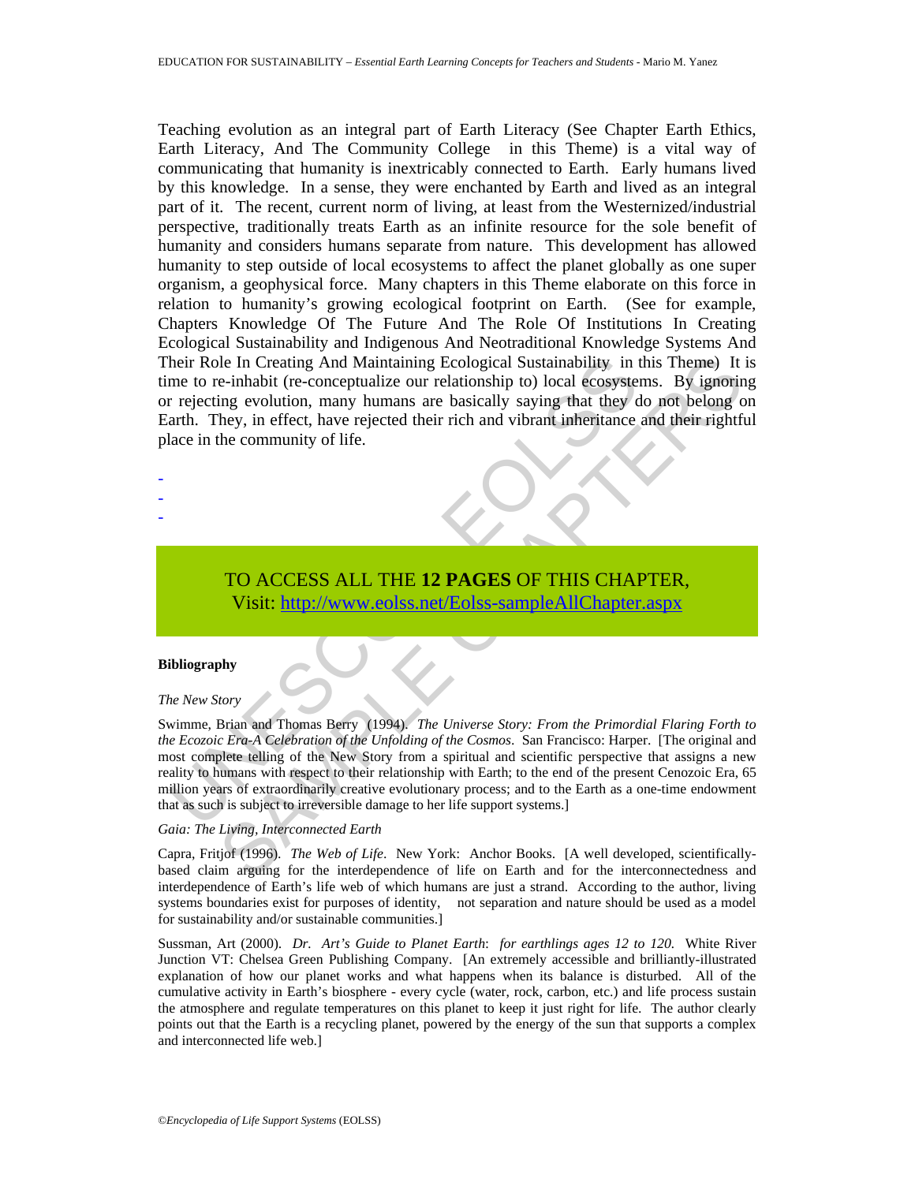Teaching evolution as an integral part of Earth Literacy (See Chapter Earth Ethics, Earth Literacy, And The Community College in this Theme) is a vital way of communicating that humanity is inextricably connected to Earth. Early humans lived by this knowledge. In a sense, they were enchanted by Earth and lived as an integral part of it. The recent, current norm of living, at least from the Westernized/industrial perspective, traditionally treats Earth as an infinite resource for the sole benefit of humanity and considers humans separate from nature. This development has allowed humanity to step outside of local ecosystems to affect the planet globally as one super organism, a geophysical force. Many chapters in this Theme elaborate on this force in relation to humanity's growing ecological footprint on Earth. (See for example, Chapters Knowledge Of The Future And The Role Of Institutions In Creating Ecological Sustainability and Indigenous And Neotraditional Knowledge Systems And Their Role In Creating And Maintaining Ecological Sustainability in this Theme) It is time to re-inhabit (re-conceptualize our relationship to) local ecosystems. By ignoring or rejecting evolution, many humans are basically saying that they do not belong on Earth. They, in effect, have rejected their rich and vibrant inheritance and their rightful place in the community of life.

-
-
-

TO ACCESS ALL THE **12 PAGES** OF THIS CHAPTER,
Visit: http://www.eolss.net/Eolss-sampleAllChapter.aspx

**Bibliography**

*The New Story*

Swimme, Brian and Thomas Berry (1994). *The Universe Story: From the Primordial Flaring Forth to the Ecozoic Era-A Celebration of the Unfolding of the Cosmos*. San Francisco: Harper. [The original and most complete telling of the New Story from a spiritual and scientific perspective that assigns a new reality to humans with respect to their relationship with Earth; to the end of the present Cenozoic Era, 65 million years of extraordinarily creative evolutionary process; and to the Earth as a one-time endowment that as such is subject to irreversible damage to her life support systems.]

*Gaia: The Living, Interconnected Earth*

Capra, Fritjof (1996). *The Web of Life*. New York: Anchor Books. [A well developed, scientifically-based claim arguing for the interdependence of life on Earth and for the interconnectedness and interdependence of Earth's life web of which humans are just a strand. According to the author, living systems boundaries exist for purposes of identity, not separation and nature should be used as a model for sustainability and/or sustainable communities.]

Sussman, Art (2000). *Dr. Art's Guide to Planet Earth*: *for earthlings ages 12 to 120.* White River Junction VT: Chelsea Green Publishing Company. [An extremely accessible and brilliantly-illustrated explanation of how our planet works and what happens when its balance is disturbed. All of the cumulative activity in Earth's biosphere - every cycle (water, rock, carbon, etc.) and life process sustain the atmosphere and regulate temperatures on this planet to keep it just right for life. The author clearly points out that the Earth is a recycling planet, powered by the energy of the sun that supports a complex and interconnected life web.]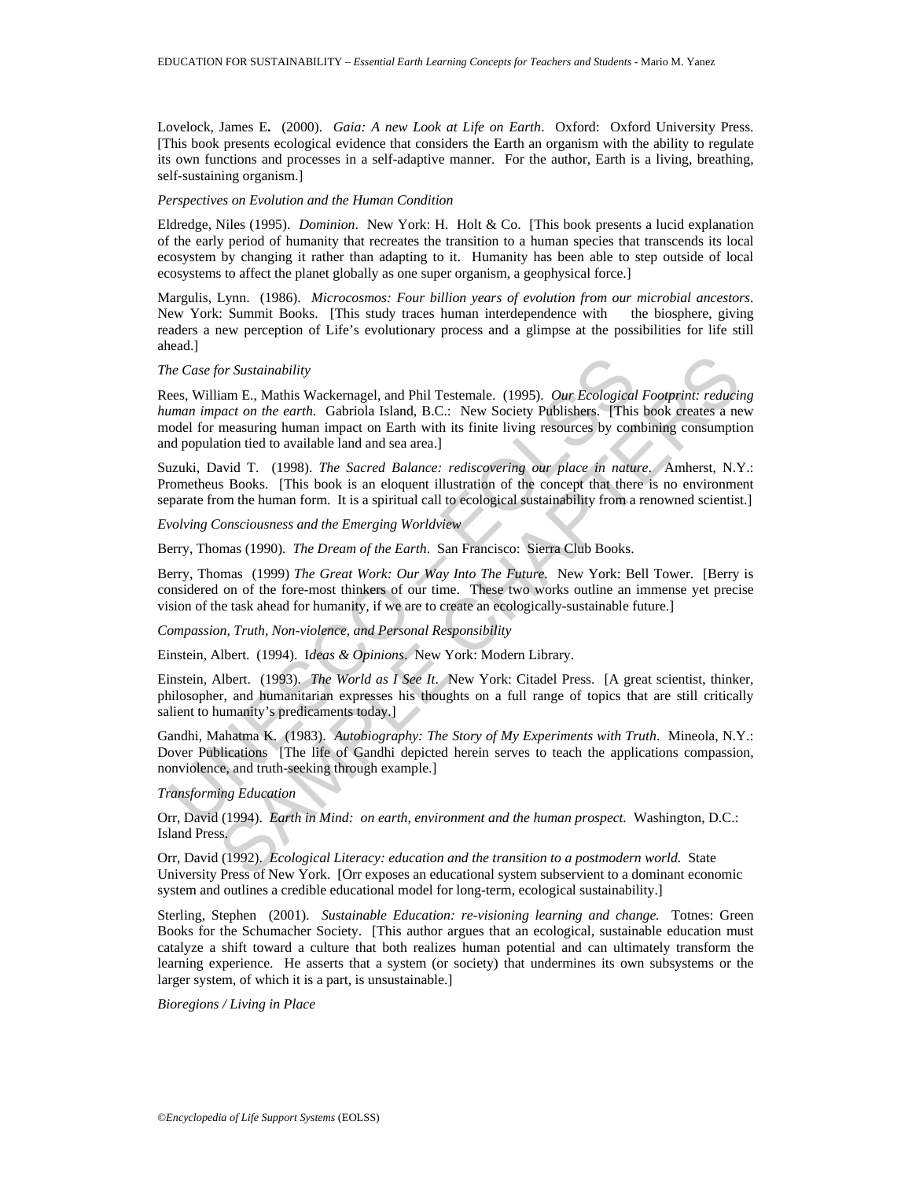Lovelock, James E. (2000). *Gaia: A new Look at Life on Earth*. Oxford: Oxford University Press. [This book presents ecological evidence that considers the Earth an organism with the ability to regulate its own functions and processes in a self-adaptive manner. For the author, Earth is a living, breathing, self-sustaining organism.]

*Perspectives on Evolution and the Human Condition*

Eldredge, Niles (1995). *Dominion*. New York: H. Holt & Co. [This book presents a lucid explanation of the early period of humanity that recreates the transition to a human species that transcends its local ecosystem by changing it rather than adapting to it. Humanity has been able to step outside of local ecosystems to affect the planet globally as one super organism, a geophysical force.]

Margulis, Lynn. (1986). *Microcosmos: Four billion years of evolution from our microbial ancestors*. New York: Summit Books. [This study traces human interdependence with the biosphere, giving readers a new perception of Life's evolutionary process and a glimpse at the possibilities for life still ahead.]

*The Case for Sustainability*

Rees, William E., Mathis Wackernagel, and Phil Testemale. (1995). *Our Ecological Footprint: reducing human impact on the earth.* Gabriola Island, B.C.: New Society Publishers. [This book creates a new model for measuring human impact on Earth with its finite living resources by combining consumption and population tied to available land and sea area.]

Suzuki, David T. (1998). *The Sacred Balance: rediscovering our place in nature*. Amherst, N.Y.: Prometheus Books. [This book is an eloquent illustration of the concept that there is no environment separate from the human form. It is a spiritual call to ecological sustainability from a renowned scientist.]

*Evolving Consciousness and the Emerging Worldview*

Berry, Thomas (1990). *The Dream of the Earth*. San Francisco: Sierra Club Books.

Berry, Thomas (1999) *The Great Work: Our Way Into The Future.* New York: Bell Tower. [Berry is considered on of the fore-most thinkers of our time. These two works outline an immense yet precise vision of the task ahead for humanity, if we are to create an ecologically-sustainable future.]

*Compassion, Truth, Non-violence, and Personal Responsibility*

Einstein, Albert. (1994). *Ideas & Opinions*. New York: Modern Library.

Einstein, Albert. (1993). *The World as I See It*. New York: Citadel Press. [A great scientist, thinker, philosopher, and humanitarian expresses his thoughts on a full range of topics that are still critically salient to humanity's predicaments today.]

Gandhi, Mahatma K. (1983). *Autobiography: The Story of My Experiments with Truth*. Mineola, N.Y.: Dover Publications [The life of Gandhi depicted herein serves to teach the applications compassion, nonviolence, and truth-seeking through example.]

*Transforming Education*

Orr, David (1994). *Earth in Mind: on earth, environment and the human prospect.* Washington, D.C.: Island Press.

Orr, David (1992). *Ecological Literacy: education and the transition to a postmodern world.* State University Press of New York. [Orr exposes an educational system subservient to a dominant economic system and outlines a credible educational model for long-term, ecological sustainability.]

Sterling, Stephen (2001). *Sustainable Education: re-visioning learning and change.* Totnes: Green Books for the Schumacher Society. [This author argues that an ecological, sustainable education must catalyze a shift toward a culture that both realizes human potential and can ultimately transform the learning experience. He asserts that a system (or society) that undermines its own subsystems or the larger system, of which it is a part, is unsustainable.]

*Bioregions / Living in Place*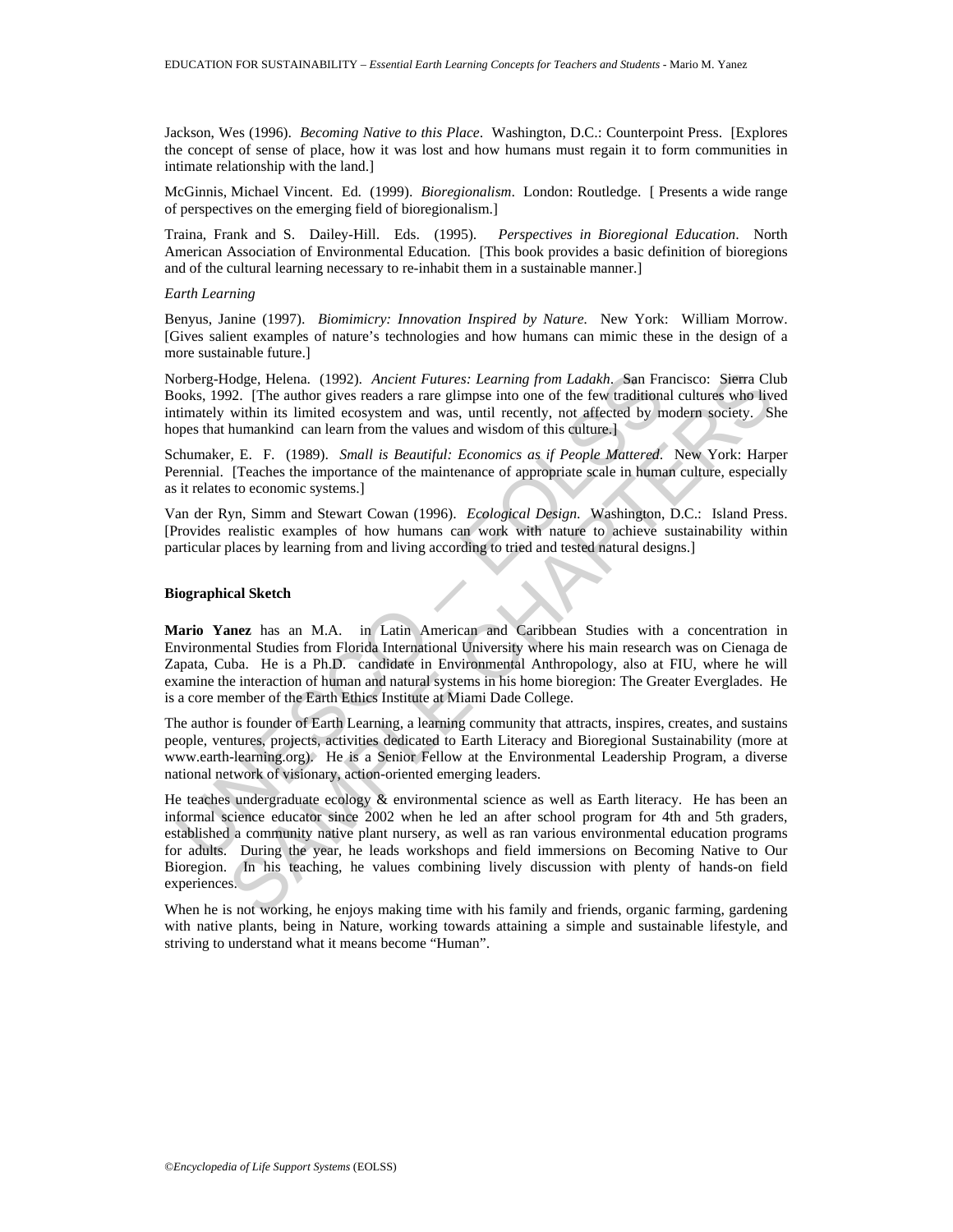Jackson, Wes (1996). *Becoming Native to this Place*. Washington, D.C.: Counterpoint Press. [Explores the concept of sense of place, how it was lost and how humans must regain it to form communities in intimate relationship with the land.]

McGinnis, Michael Vincent. Ed. (1999). *Bioregionalism*. London: Routledge. [ Presents a wide range of perspectives on the emerging field of bioregionalism.]

Traina, Frank and S. Dailey-Hill. Eds. (1995). *Perspectives in Bioregional Education*. North American Association of Environmental Education. [This book provides a basic definition of bioregions and of the cultural learning necessary to re-inhabit them in a sustainable manner.]

*Earth Learning*

Benyus, Janine (1997). *Biomimicry: Innovation Inspired by Nature.* New York: William Morrow. [Gives salient examples of nature's technologies and how humans can mimic these in the design of a more sustainable future.]

Norberg-Hodge, Helena. (1992). *Ancient Futures: Learning from Ladakh*. San Francisco: Sierra Club Books, 1992. [The author gives readers a rare glimpse into one of the few traditional cultures who lived intimately within its limited ecosystem and was, until recently, not affected by modern society. She hopes that humankind can learn from the values and wisdom of this culture.]

Schumaker, E. F. (1989). *Small is Beautiful: Economics as if People Mattered*. New York: Harper Perennial. [Teaches the importance of the maintenance of appropriate scale in human culture, especially as it relates to economic systems.]

Van der Ryn, Simm and Stewart Cowan (1996). *Ecological Design.* Washington, D.C.: Island Press. [Provides realistic examples of how humans can work with nature to achieve sustainability within particular places by learning from and living according to tried and tested natural designs.]

**Biographical Sketch**

**Mario Yanez** has an M.A. in Latin American and Caribbean Studies with a concentration in Environmental Studies from Florida International University where his main research was on Cienaga de Zapata, Cuba. He is a Ph.D. candidate in Environmental Anthropology, also at FIU, where he will examine the interaction of human and natural systems in his home bioregion: The Greater Everglades. He is a core member of the Earth Ethics Institute at Miami Dade College.

The author is founder of Earth Learning, a learning community that attracts, inspires, creates, and sustains people, ventures, projects, activities dedicated to Earth Literacy and Bioregional Sustainability (more at www.earth-learning.org). He is a Senior Fellow at the Environmental Leadership Program, a diverse national network of visionary, action-oriented emerging leaders.

He teaches undergraduate ecology & environmental science as well as Earth literacy. He has been an informal science educator since 2002 when he led an after school program for 4th and 5th graders, established a community native plant nursery, as well as ran various environmental education programs for adults. During the year, he leads workshops and field immersions on Becoming Native to Our Bioregion. In his teaching, he values combining lively discussion with plenty of hands-on field experiences.

When he is not working, he enjoys making time with his family and friends, organic farming, gardening with native plants, being in Nature, working towards attaining a simple and sustainable lifestyle, and striving to understand what it means become "Human".